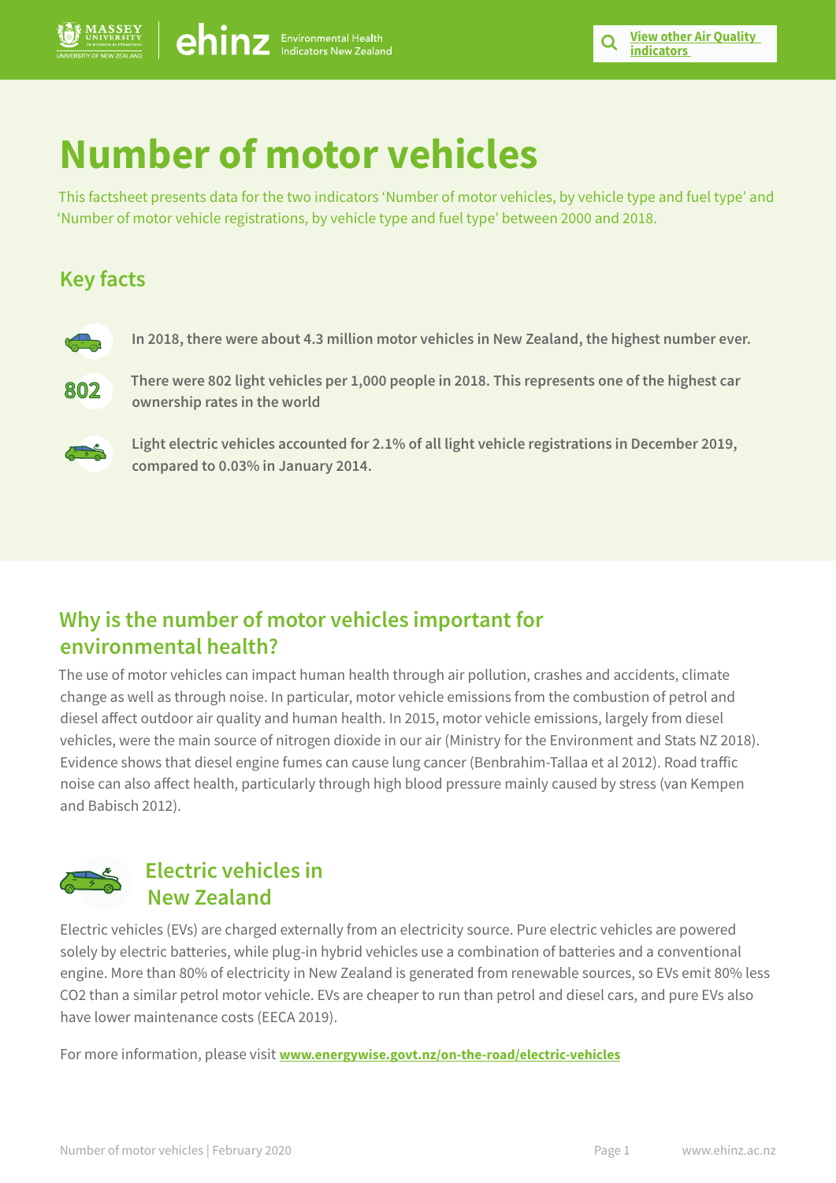# Number of motor vehicles

This factsheet presents data for the two indicators 'Number of motor vehicles, by vehicle type and fuel type' and 'Number of motor vehicle registrations, by vehicle type and fuel type' between 2000 and 2018.

## Key facts

**In 2018, there were about 4.3 million motor vehicles in New Zealand, the highest number ever.**

802

**There were 802 light vehicles per 1,000 people in 2018. This represents one of the highest car ownership rates in the world**

**Light electric vehicles accounted for 2.1% of all light vehicle registrations in December 2019, compared to 0.03% in January 2014.**

## Why is the number of motor vehicles important for environmental health?

The use of motor vehicles can impact human health through air pollution, crashes and accidents, climate change as well as through noise. In particular, motor vehicle emissions from the combustion of petrol and diesel affect outdoor air quality and human health. In 2015, motor vehicle emissions, largely from diesel vehicles, were the main source of nitrogen dioxide in our air (Ministry for the Environment and Stats NZ 2018). Evidence shows that diesel engine fumes can cause lung cancer (Benbrahim-Tallaa et al 2012). Road traffic noise can also affect health, particularly through high blood pressure mainly caused by stress (van Kempen and Babisch 2012).

## Electric vehicles in New Zealand

Electric vehicles (EVs) are charged externally from an electricity source. Pure electric vehicles are powered solely by electric batteries, while plug-in hybrid vehicles use a combination of batteries and a conventional engine. More than 80% of electricity in New Zealand is generated from renewable sources, so EVs emit 80% less $CO_2$ than a similar petrol motor vehicle. EVs are cheaper to run than petrol and diesel cars, and pure EVs also have lower maintenance costs (EECA 2019).

For more information, please visit **www.energywise.govt.nz/on-the-road/electric-vehicles**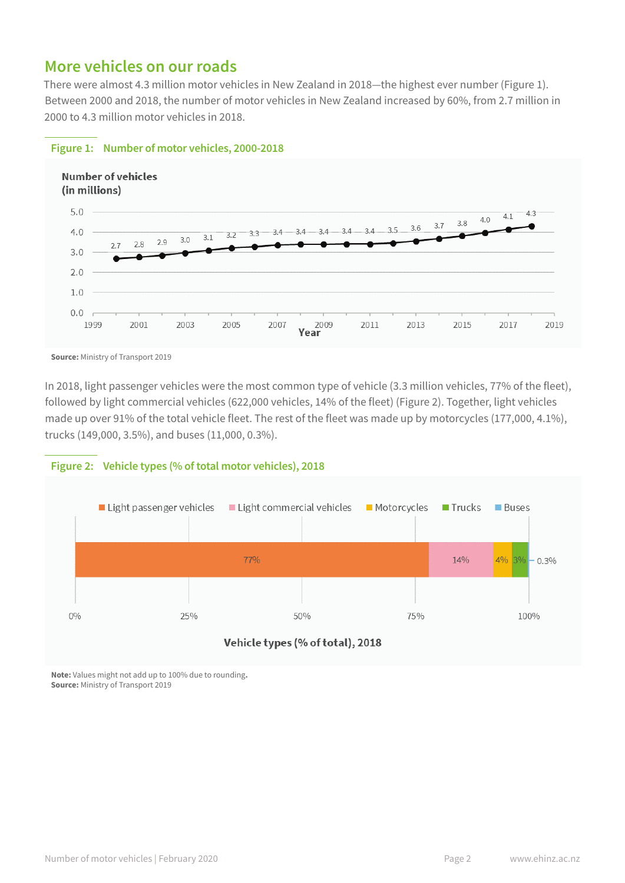## More vehicles on our roads

There were almost 4.3 million motor vehicles in New Zealand in 2018—the highest ever number (Figure 1). Between 2000 and 2018, the number of motor vehicles in New Zealand increased by 60%, from 2.7 million in 2000 to 4.3 million motor vehicles in 2018.

**Figure 1: Number of motor vehicles, 2000-2018**

**Source:** Ministry of Transport 2019

In 2018, light passenger vehicles were the most common type of vehicle (3.3 million vehicles, 77% of the fleet), followed by light commercial vehicles (622,000 vehicles, 14% of the fleet) (Figure 2). Together, light vehicles made up over 91% of the total vehicle fleet. The rest of the fleet was made up by motorcycles (177,000, 4.1%), trucks (149,000, 3.5%), and buses (11,000, 0.3%).

**Figure 2: Vehicle types (% of total motor vehicles), 2018**

**Note:** Values might not add up to 100% due to rounding.
**Source:** Ministry of Transport 2019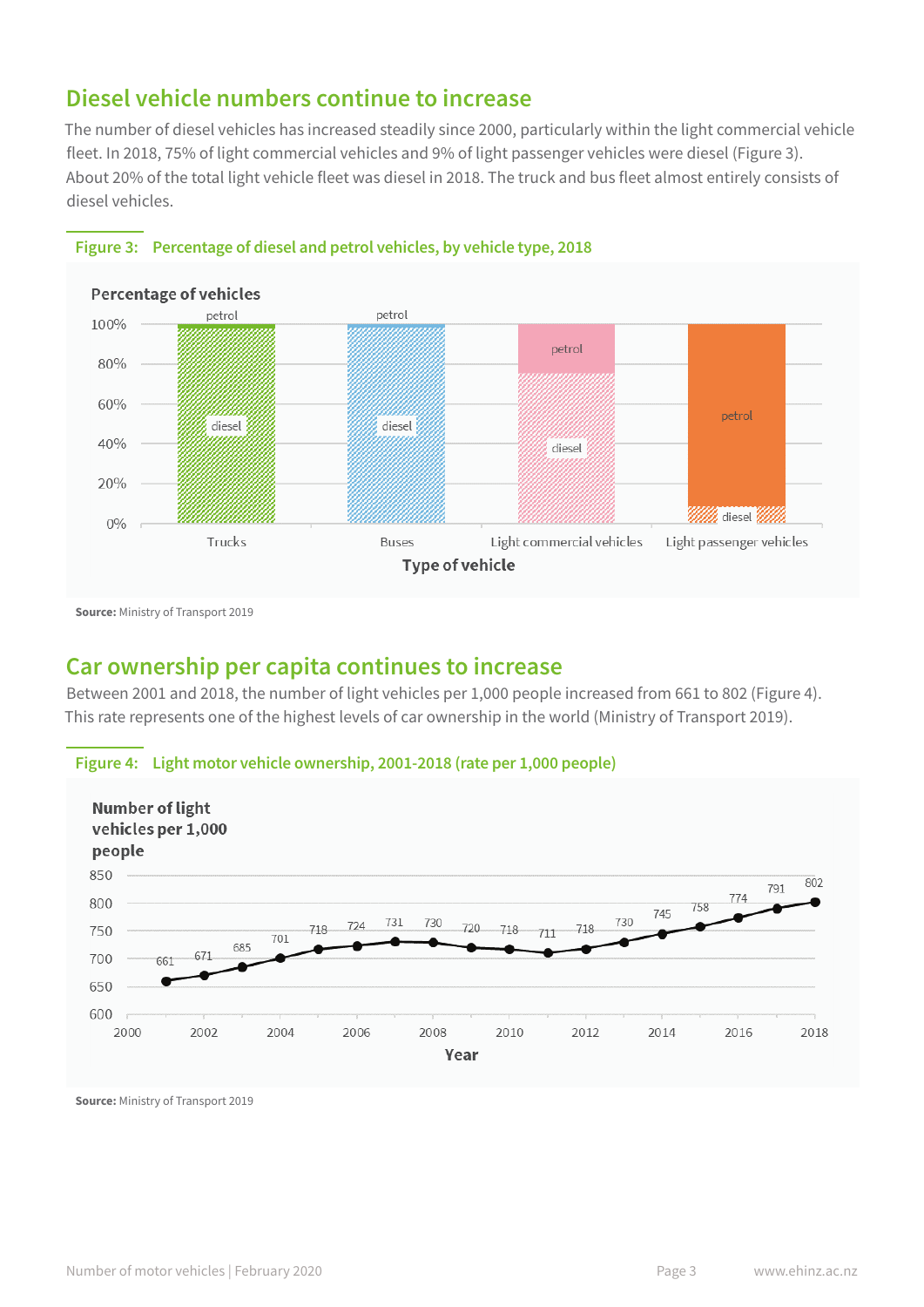## Diesel vehicle numbers continue to increase

The number of diesel vehicles has increased steadily since 2000, particularly within the light commercial vehicle fleet. In 2018, 75% of light commercial vehicles and 9% of light passenger vehicles were diesel (Figure 3). About 20% of the total light vehicle fleet was diesel in 2018. The truck and bus fleet almost entirely consists of diesel vehicles.

**Figure 3: Percentage of diesel and petrol vehicles, by vehicle type, 2018**

**Source:** Ministry of Transport 2019

## Car ownership per capita continues to increase

Between 2001 and 2018, the number of light vehicles per 1,000 people increased from 661 to 802 (Figure 4). This rate represents one of the highest levels of car ownership in the world (Ministry of Transport 2019).

**Figure 4: Light motor vehicle ownership, 2001-2018 (rate per 1,000 people)**

**Source:** Ministry of Transport 2019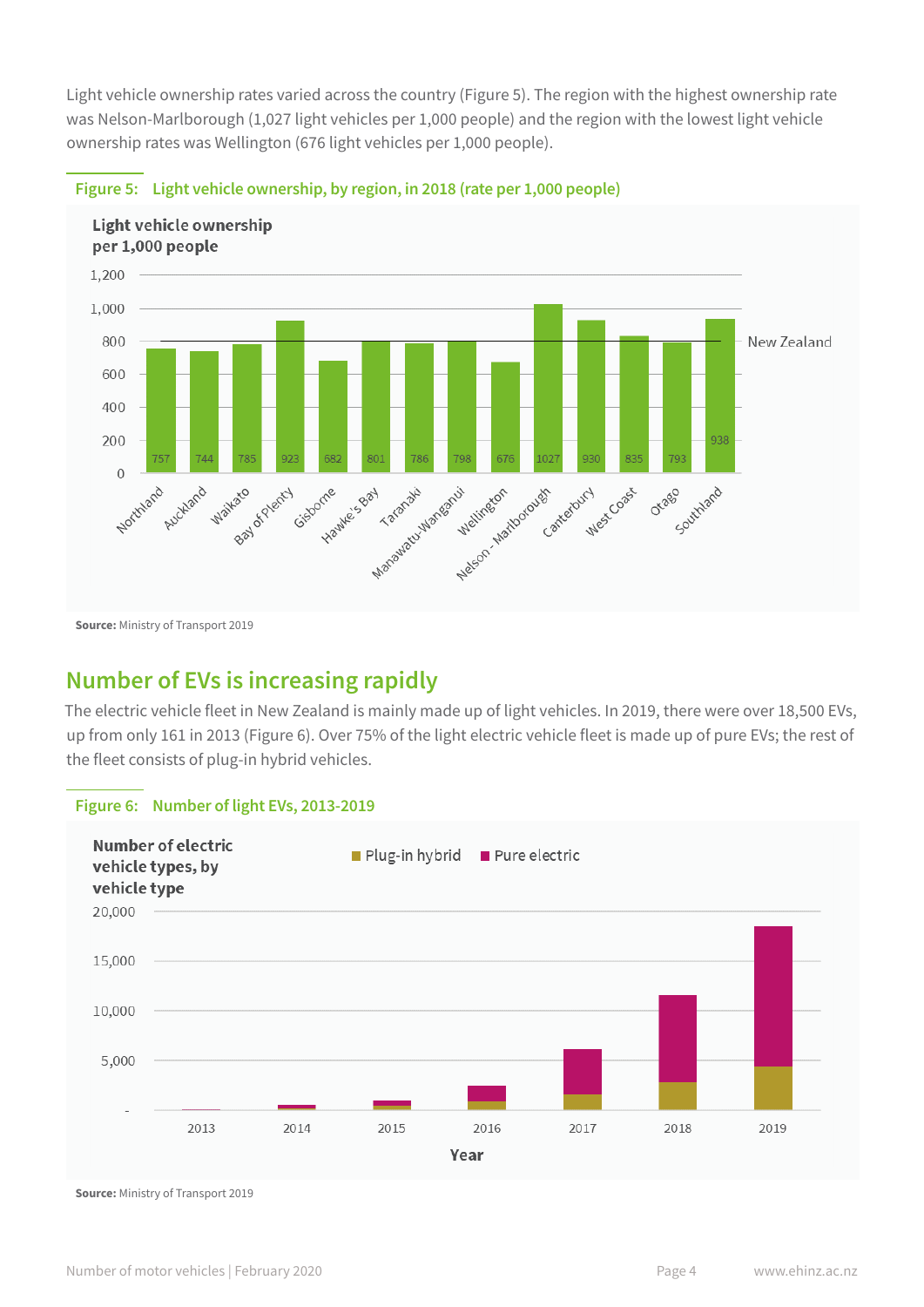Light vehicle ownership rates varied across the country (Figure 5). The region with the highest ownership rate was Nelson-Marlborough (1,027 light vehicles per 1,000 people) and the region with the lowest light vehicle ownership rates was Wellington (676 light vehicles per 1,000 people).

**Figure 5: Light vehicle ownership, by region, in 2018 (rate per 1,000 people)**

| Region | Light vehicle ownership per 1,000 people |
|---|---|
| Northland | 757 |
| Auckland | 744 |
| Waikato | 785 |
| Bay of Plenty | 923 |
| Gisborne | 682 |
| Hawke's Bay | 801 |
| Taranaki | 786 |
| Manawatu-Wanganui | 798 |
| Wellington | 676 |
| Nelson - Marlborough | 1027 |
| Canterbury | 930 |
| West Coast | 835 |
| Otago | 793 |
| Southland | 938 |

**Source:** Ministry of Transport 2019

## Number of EVs is increasing rapidly

The electric vehicle fleet in New Zealand is mainly made up of light vehicles. In 2019, there were over 18,500 EVs, up from only 161 in 2013 (Figure 6). Over 75% of the light electric vehicle fleet is made up of pure EVs; the rest of the fleet consists of plug-in hybrid vehicles.

**Figure 6: Number of light EVs, 2013-2019**

**Source:** Ministry of Transport 2019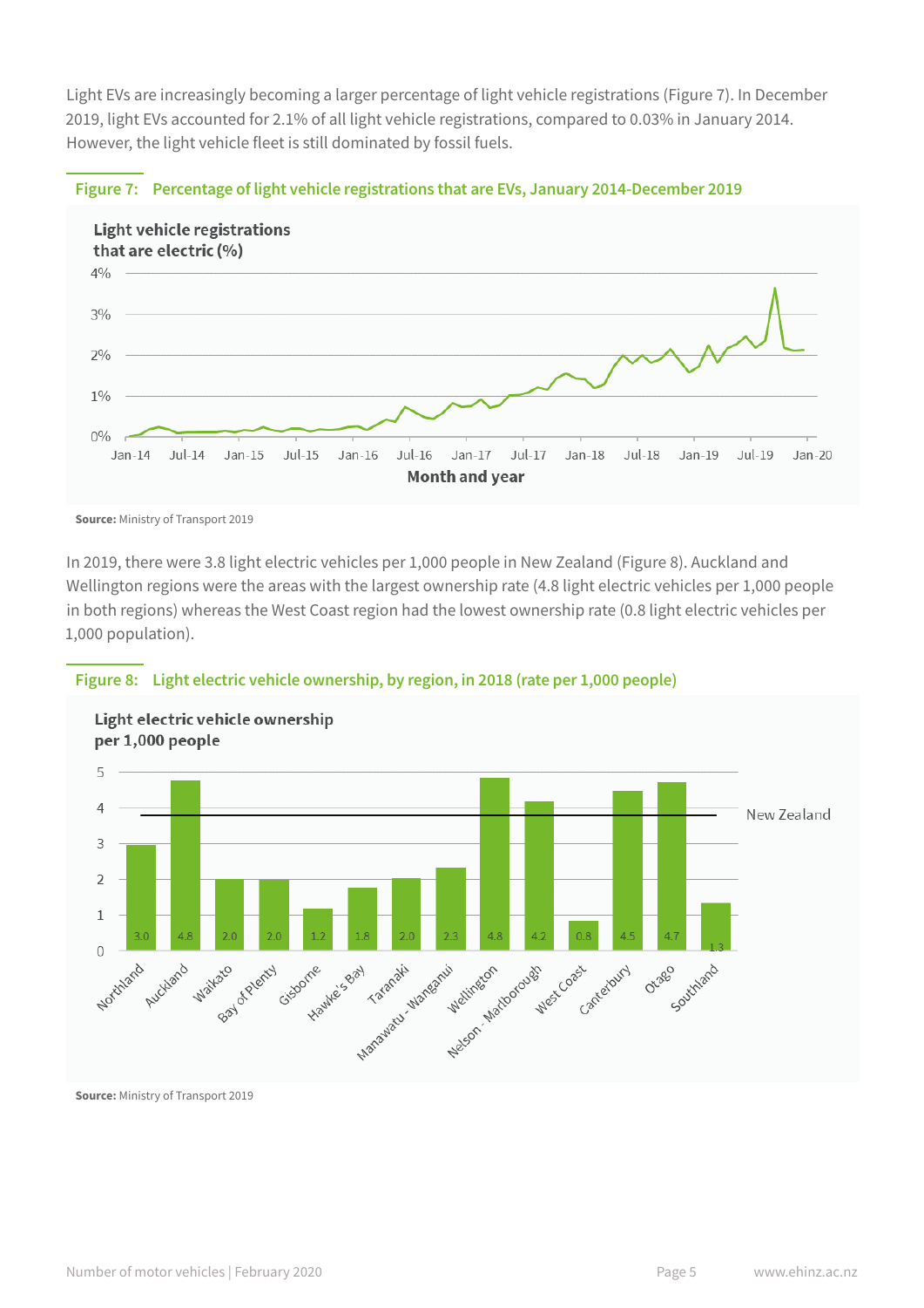Light EVs are increasingly becoming a larger percentage of light vehicle registrations (Figure 7). In December 2019, light EVs accounted for 2.1% of all light vehicle registrations, compared to 0.03% in January 2014. However, the light vehicle fleet is still dominated by fossil fuels.

**Figure 7: Percentage of light vehicle registrations that are EVs, January 2014-December 2019**

**Source:** Ministry of Transport 2019

In 2019, there were 3.8 light electric vehicles per 1,000 people in New Zealand (Figure 8). Auckland and Wellington regions were the areas with the largest ownership rate (4.8 light electric vehicles per 1,000 people in both regions) whereas the West Coast region had the lowest ownership rate (0.8 light electric vehicles per 1,000 population).

**Figure 8: Light electric vehicle ownership, by region, in 2018 (rate per 1,000 people)**

| Region | Light electric vehicle ownership per 1,000 people |
|---|---|
| Northland | 3.0 |
| Auckland | 4.8 |
| Waikato | 2.0 |
| Bay of Plenty | 2.0 |
| Gisborne | 1.2 |
| Hawke's Bay | 1.8 |
| Taranaki | 2.0 |
| Manawatu - Wanganui | 2.3 |
| Wellington | 4.8 |
| Nelson - Marlborough | 4.2 |
| West Coast | 0.8 |
| Canterbury | 4.5 |
| Otago | 4.7 |
| Southland | 1.3 |

**Source:** Ministry of Transport 2019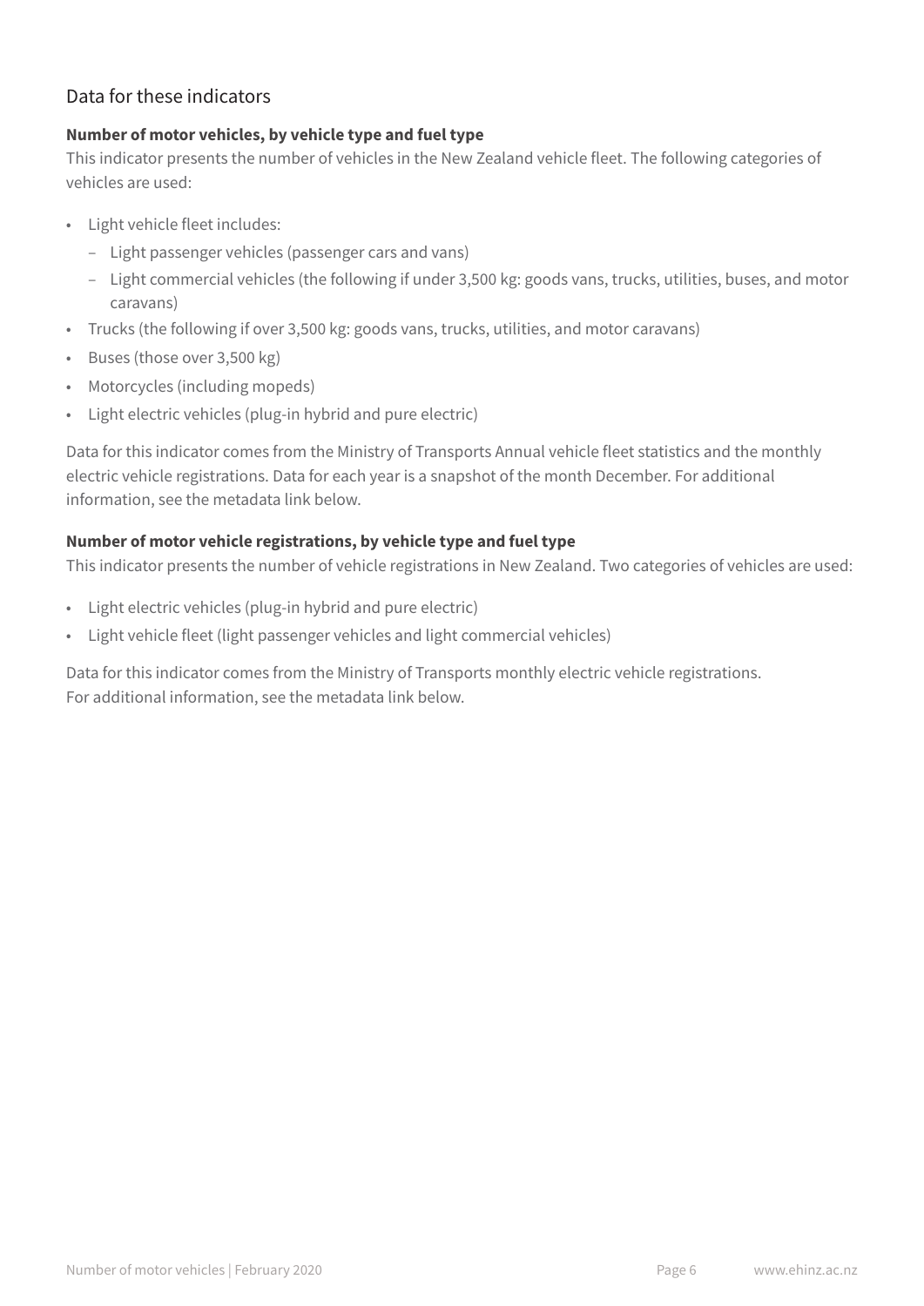## Data for these indicators

**Number of motor vehicles, by vehicle type and fuel type**

This indicator presents the number of vehicles in the New Zealand vehicle fleet. The following categories of vehicles are used:

- Light vehicle fleet includes:
  - Light passenger vehicles (passenger cars and vans)
  - Light commercial vehicles (the following if under 3,500 kg: goods vans, trucks, utilities, buses, and motor caravans)
- Trucks (the following if over 3,500 kg: goods vans, trucks, utilities, and motor caravans)
- Buses (those over 3,500 kg)
- Motorcycles (including mopeds)
- Light electric vehicles (plug-in hybrid and pure electric)

Data for this indicator comes from the Ministry of Transports Annual vehicle fleet statistics and the monthly electric vehicle registrations. Data for each year is a snapshot of the month December. For additional information, see the metadata link below.

**Number of motor vehicle registrations, by vehicle type and fuel type**

This indicator presents the number of vehicle registrations in New Zealand. Two categories of vehicles are used:

- Light electric vehicles (plug-in hybrid and pure electric)
- Light vehicle fleet (light passenger vehicles and light commercial vehicles)

Data for this indicator comes from the Ministry of Transports monthly electric vehicle registrations. For additional information, see the metadata link below.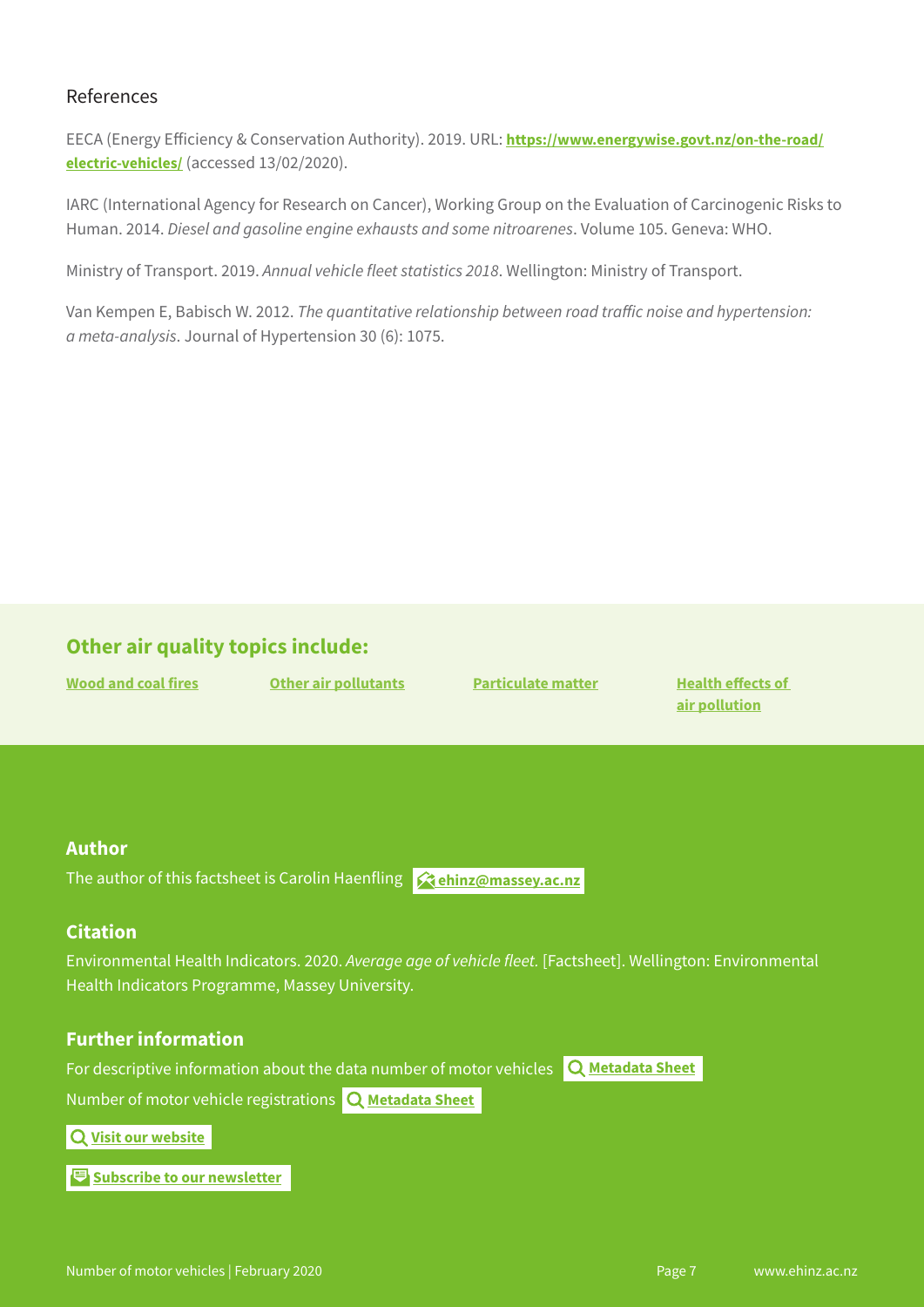## References

EECA (Energy Efficiency & Conservation Authority). 2019. URL: **https://www.energywise.govt.nz/on-the-road/electric-vehicles/** (accessed 13/02/2020).

IARC (International Agency for Research on Cancer), Working Group on the Evaluation of Carcinogenic Risks to Human. 2014. *Diesel and gasoline engine exhausts and some nitroarenes*. Volume 105. Geneva: WHO.

Ministry of Transport. 2019. *Annual vehicle fleet statistics 2018*. Wellington: Ministry of Transport.

Van Kempen E, Babisch W. 2012. *The quantitative relationship between road traffic noise and hypertension: a meta-analysis*. Journal of Hypertension 30 (6): 1075.

## Other air quality topics include:

**Wood and coal fires**

**Other air pollutants**

**Particulate matter**

**Health effects of air pollution**

### Author

The author of this factsheet is Carolin Haenfling **ehinz@massey.ac.nz**

### Citation

Environmental Health Indicators. 2020. *Average age of vehicle fleet.* [Factsheet]. Wellington: Environmental Health Indicators Programme, Massey University.

### Further information

For descriptive information about the data number of motor vehicles **Metadata Sheet**

Number of motor vehicle registrations **Metadata Sheet**

**Visit our website**

**Subscribe to our newsletter**